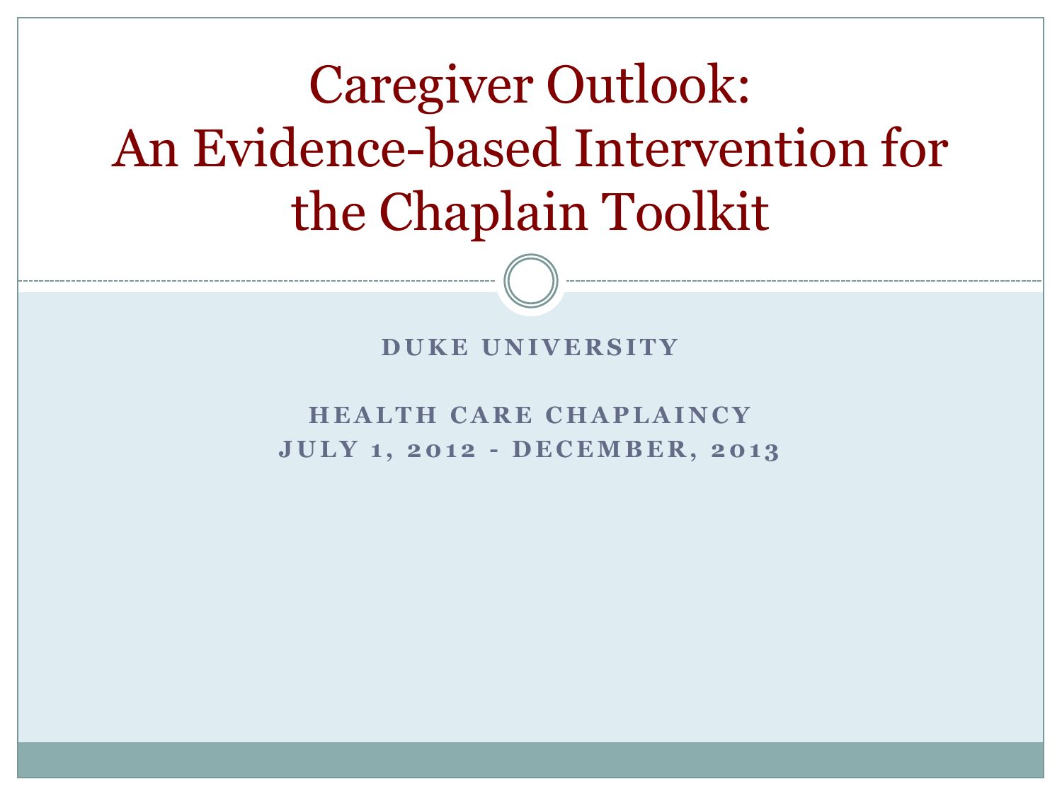# Caregiver Outlook: An Evidence-based Intervention for the Chaplain Toolkit

**DUKE UNIVERSITY**

**HEALTH CARE CHAPLAINCY**
**JULY 1, 2012 - DECEMBER, 2013**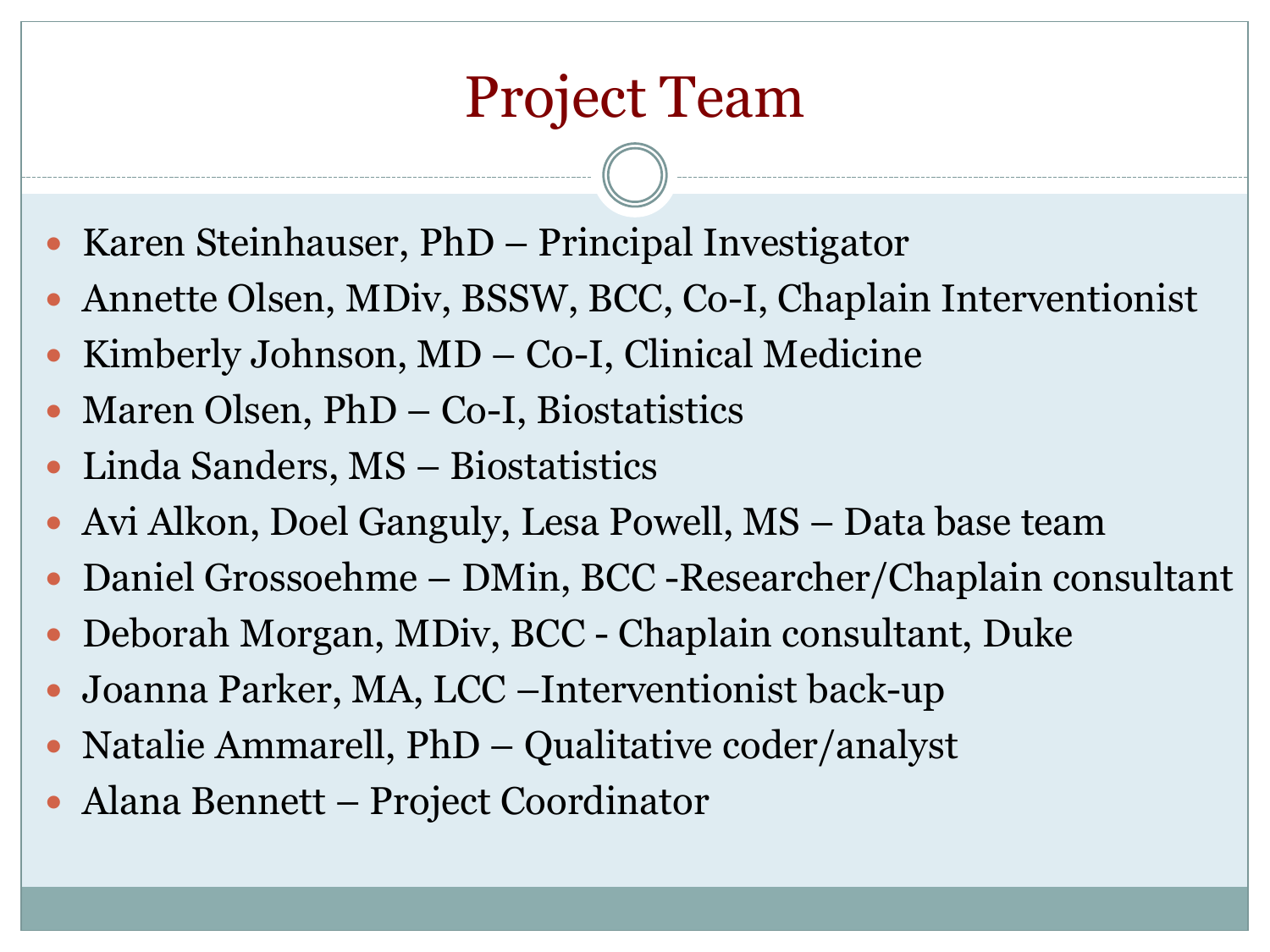# Project Team

- Karen Steinhauser, PhD – Principal Investigator
- Annette Olsen, MDiv, BSSW, BCC, Co-I, Chaplain Interventionist
- Kimberly Johnson, MD – Co-I, Clinical Medicine
- Maren Olsen, PhD – Co-I, Biostatistics
- Linda Sanders, MS – Biostatistics
- Avi Alkon, Doel Ganguly, Lesa Powell, MS – Data base team
- Daniel Grossoehme – DMin, BCC -Researcher/Chaplain consultant
- Deborah Morgan, MDiv, BCC - Chaplain consultant, Duke
- Joanna Parker, MA, LCC –Interventionist back-up
- Natalie Ammarell, PhD – Qualitative coder/analyst
- Alana Bennett – Project Coordinator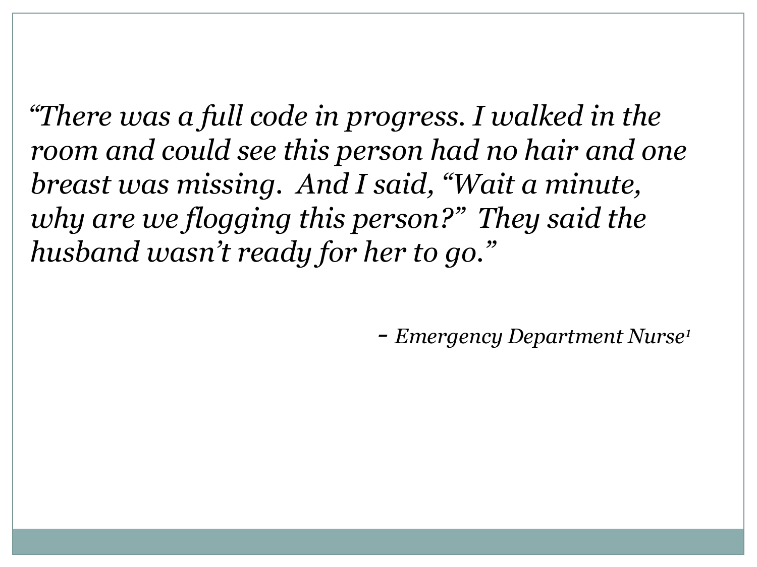*"There was a full code in progress. I walked in the room and could see this person had no hair and one breast was missing.  And I said, "Wait a minute, why are we flogging this person?"  They said the husband wasn't ready for her to go."*

\- *Emergency Department Nurse*[1]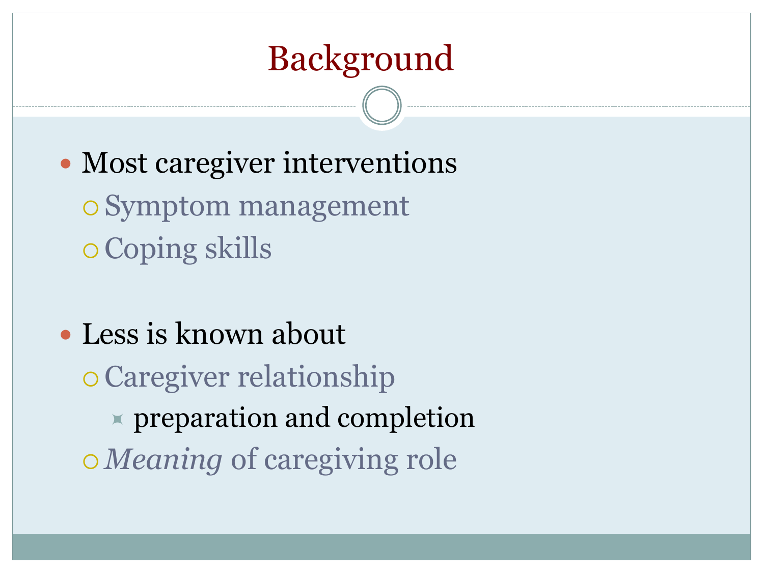# Background

- Most caregiver interventions
  - Symptom management
  - Coping skills

- Less is known about
  - Caregiver relationship
    - preparation and completion
  - *Meaning* of caregiving role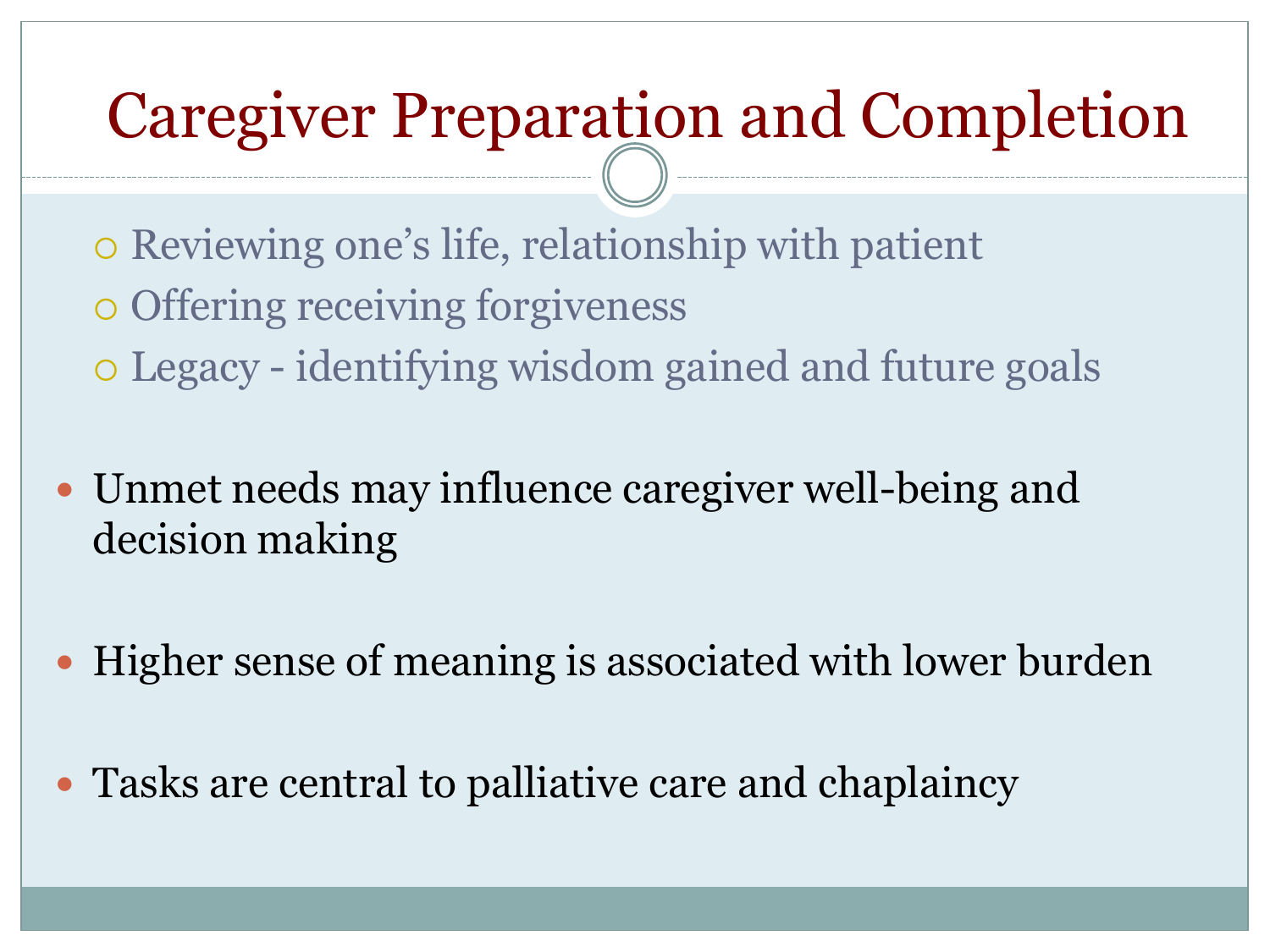# Caregiver Preparation and Completion

- Reviewing one's life, relationship with patient
- Offering receiving forgiveness
- Legacy - identifying wisdom gained and future goals

- Unmet needs may influence caregiver well-being and decision making
- Higher sense of meaning is associated with lower burden
- Tasks are central to palliative care and chaplaincy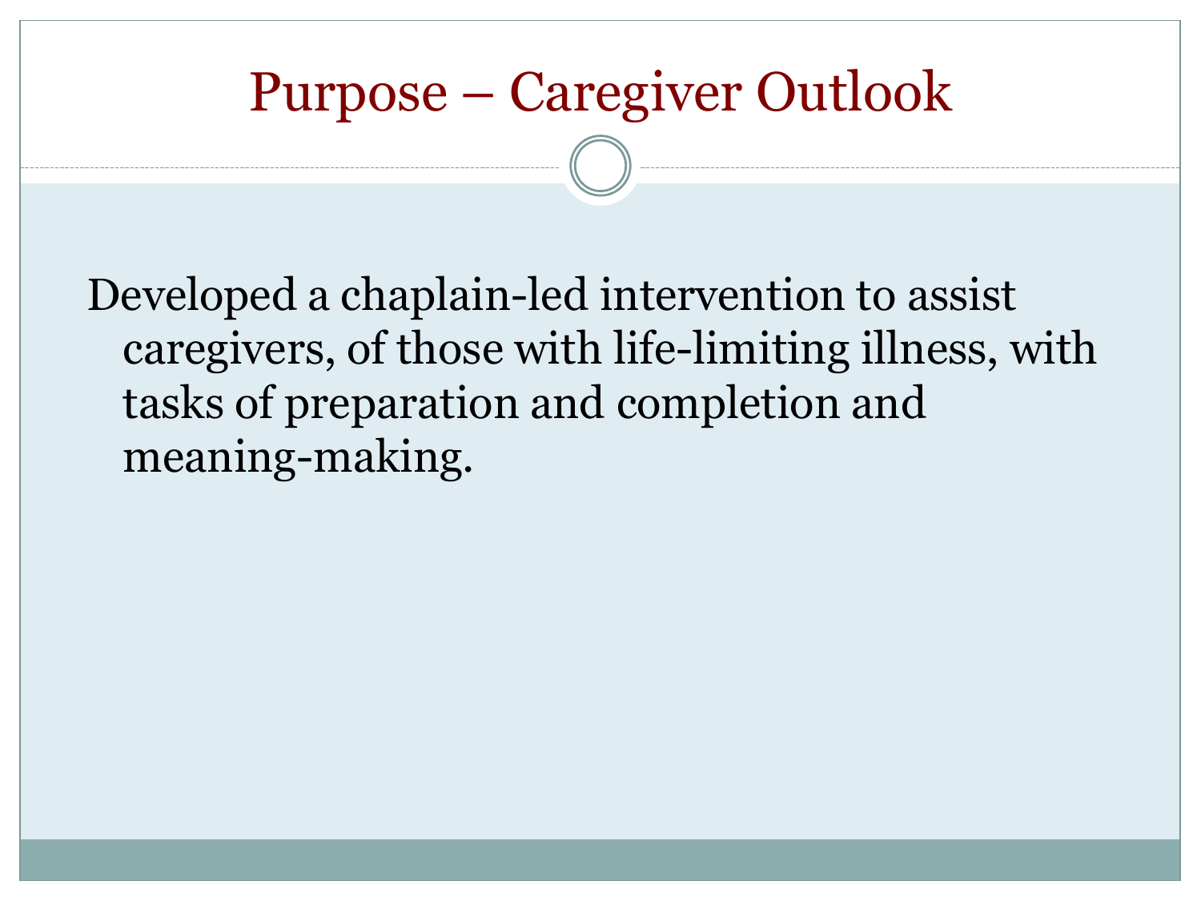# Purpose – Caregiver Outlook

Developed a chaplain-led intervention to assist caregivers, of those with life-limiting illness, with tasks of preparation and completion and meaning-making.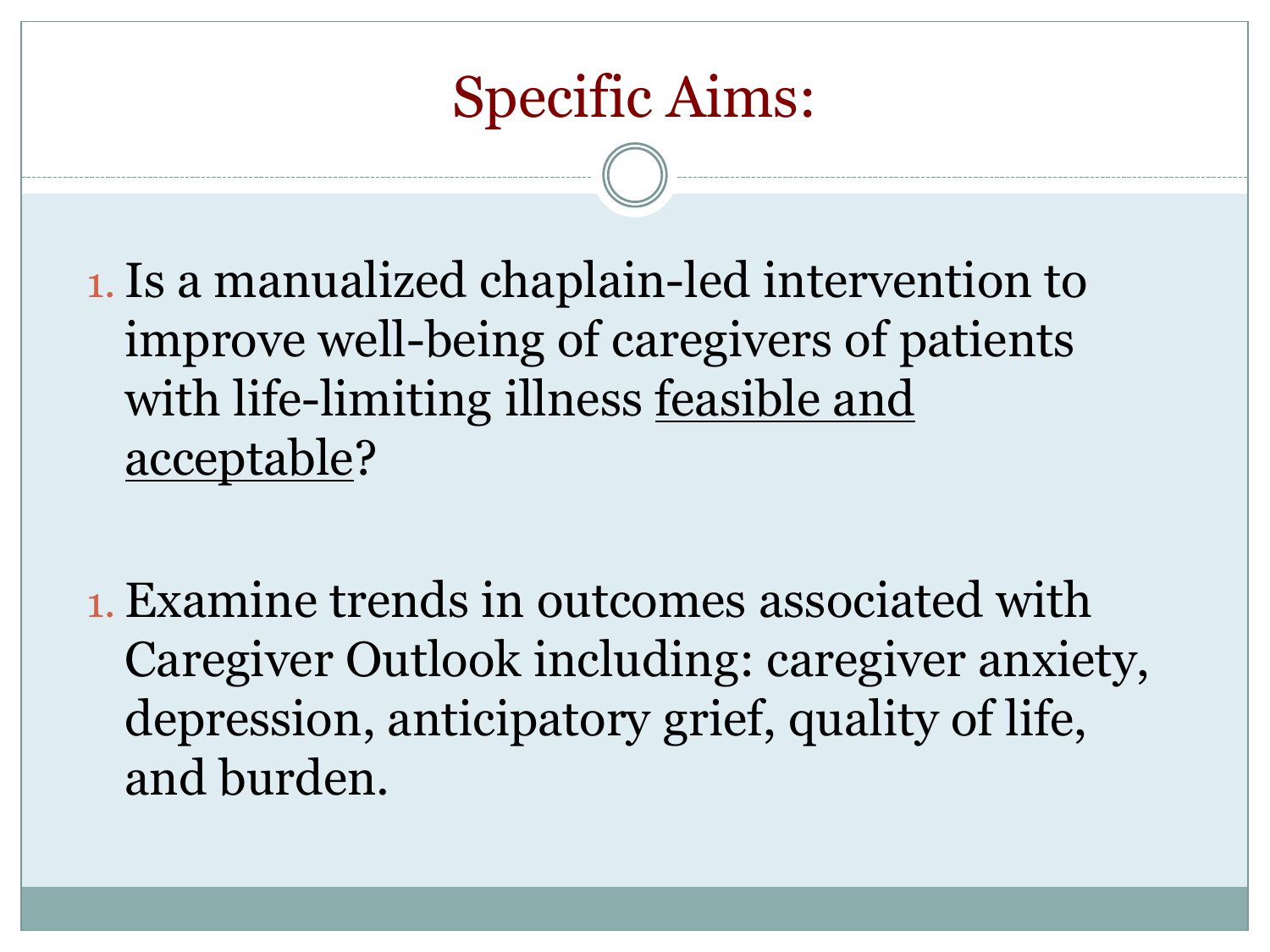# Specific Aims:

1. Is a manualized chaplain-led intervention to improve well-being of caregivers of patients with life-limiting illness <u>feasible and acceptable</u>?

1. Examine trends in outcomes associated with Caregiver Outlook including: caregiver anxiety, depression, anticipatory grief, quality of life, and burden.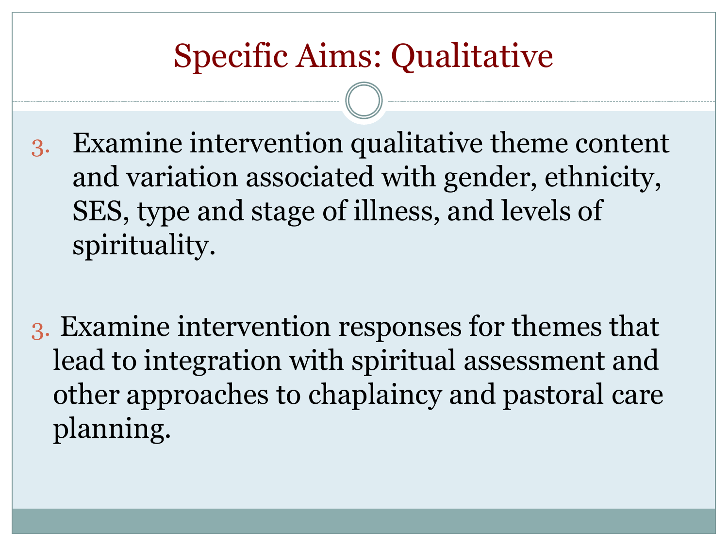# Specific Aims: Qualitative

3. Examine intervention qualitative theme content and variation associated with gender, ethnicity, SES, type and stage of illness, and levels of spirituality.

3. Examine intervention responses for themes that lead to integration with spiritual assessment and other approaches to chaplaincy and pastoral care planning.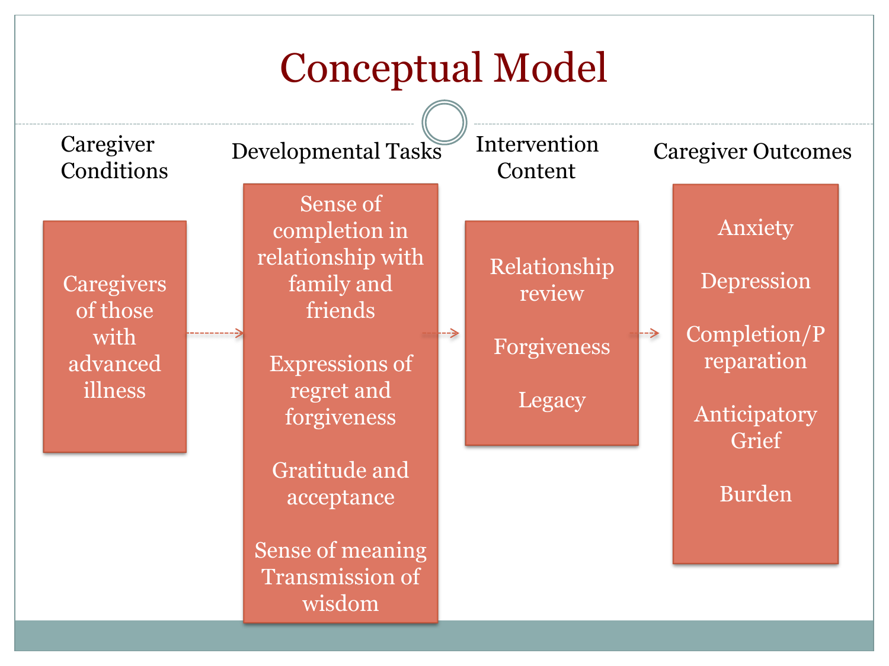# Conceptual Model

| Caregiver Conditions | Developmental Tasks | Intervention Content | Caregiver Outcomes |
|---|---|---|---|
| Caregivers of those with advanced illness | Sense of completion in relationship with family and friends | Relationship review | Anxiety |
| | Expressions of regret and forgiveness | Forgiveness | Depression |
| | Gratitude and acceptance | Legacy | Completion/Preparation |
| | Sense of meaning Transmission of wisdom | | Anticipatory Grief |
| | | | Burden |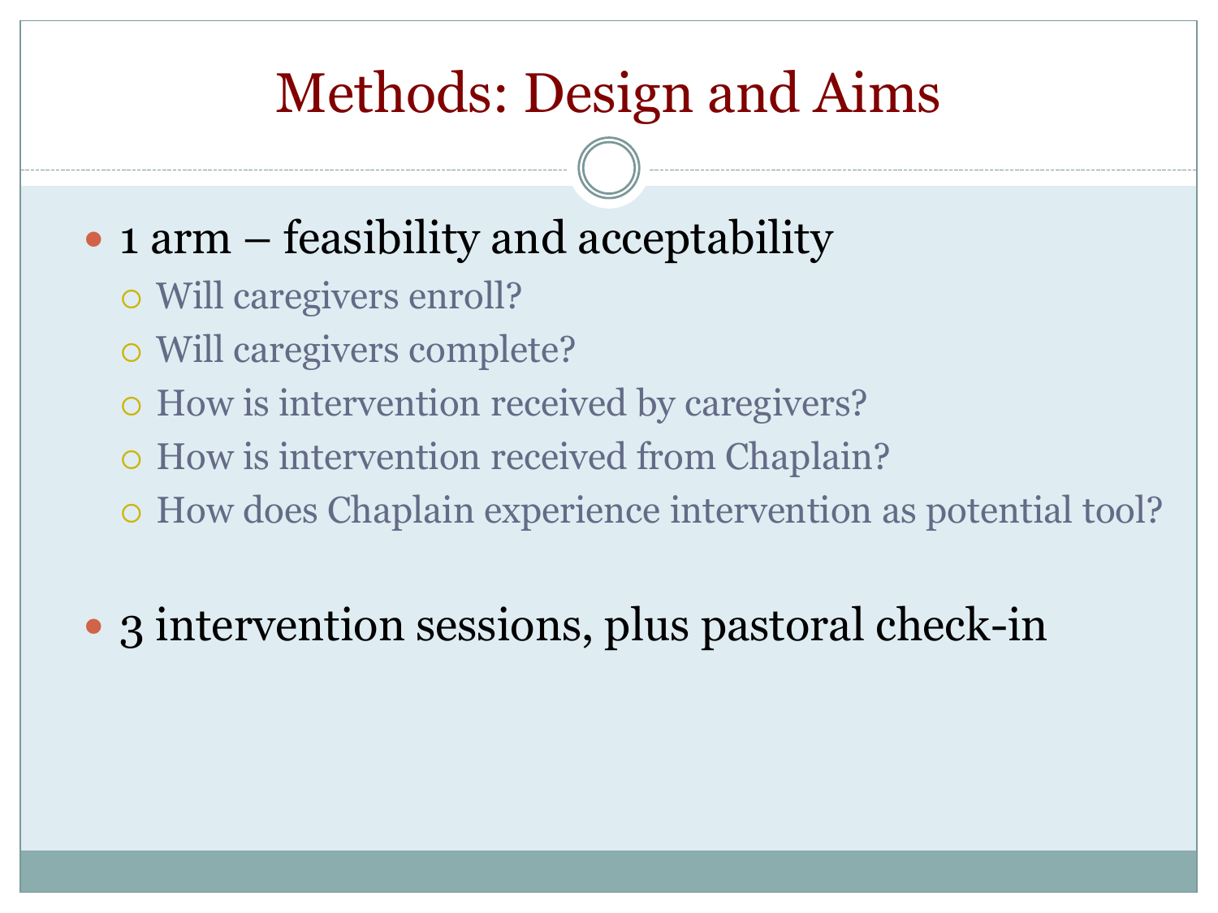# Methods: Design and Aims

- 1 arm – feasibility and acceptability
  - Will caregivers enroll?
  - Will caregivers complete?
  - How is intervention received by caregivers?
  - How is intervention received from Chaplain?
  - How does Chaplain experience intervention as potential tool?

- 3 intervention sessions, plus pastoral check-in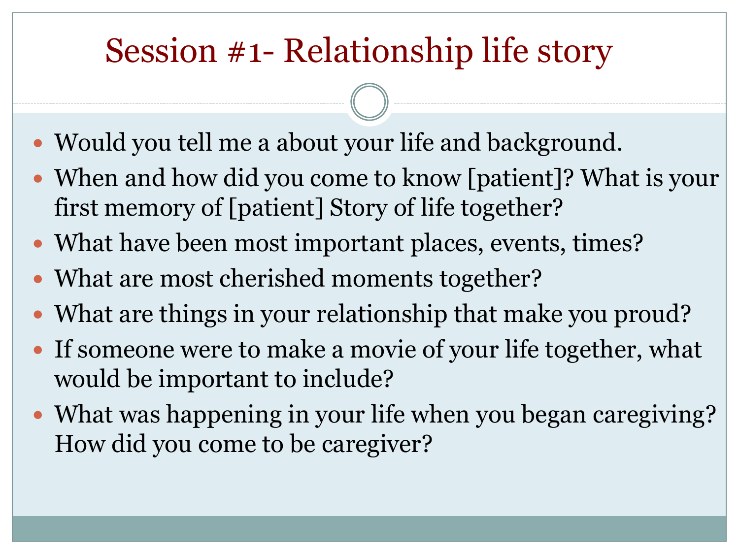# Session #1- Relationship life story

- Would you tell me a about your life and background.
- When and how did you come to know [patient]? What is your first memory of [patient] Story of life together?
- What have been most important places, events, times?
- What are most cherished moments together?
- What are things in your relationship that make you proud?
- If someone were to make a movie of your life together, what would be important to include?
- What was happening in your life when you began caregiving? How did you come to be caregiver?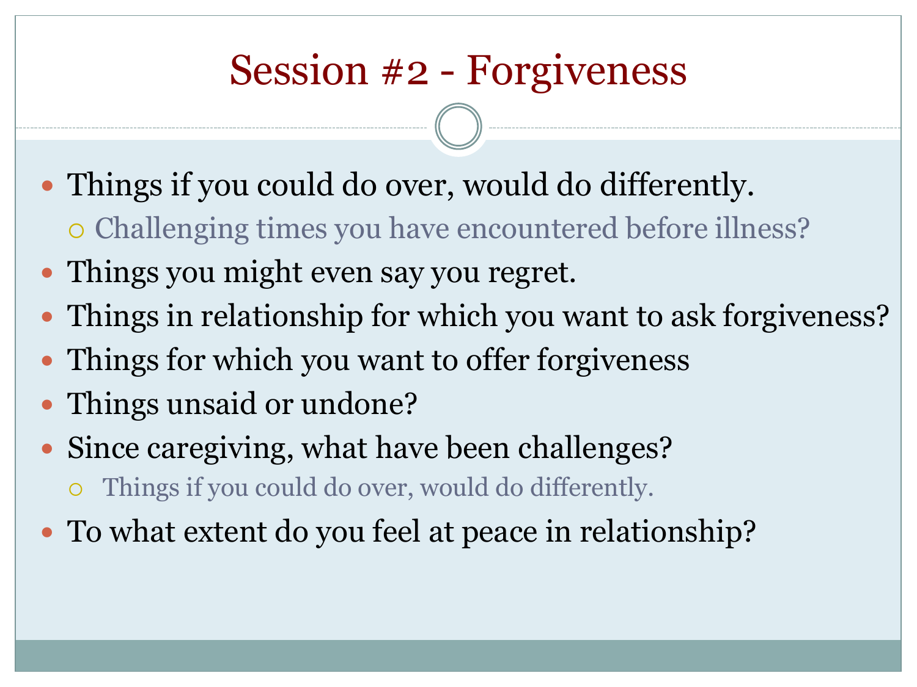# Session #2 - Forgiveness

- Things if you could do over, would do differently.
  - Challenging times you have encountered before illness?
- Things you might even say you regret.
- Things in relationship for which you want to ask forgiveness?
- Things for which you want to offer forgiveness
- Things unsaid or undone?
- Since caregiving, what have been challenges?
  - Things if you could do over, would do differently.
- To what extent do you feel at peace in relationship?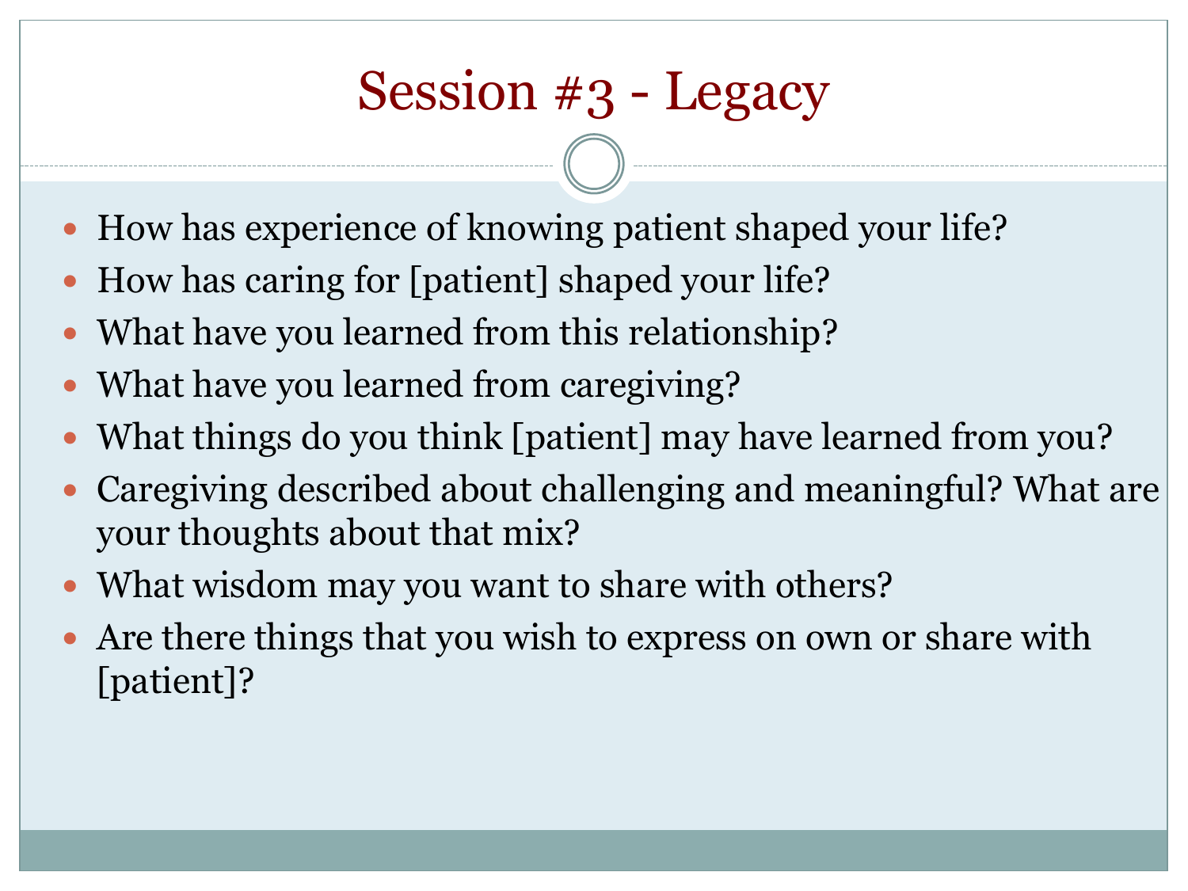# Session #3 - Legacy

- How has experience of knowing patient shaped your life?
- How has caring for [patient] shaped your life?
- What have you learned from this relationship?
- What have you learned from caregiving?
- What things do you think [patient] may have learned from you?
- Caregiving described about challenging and meaningful? What are your thoughts about that mix?
- What wisdom may you want to share with others?
- Are there things that you wish to express on own or share with [patient]?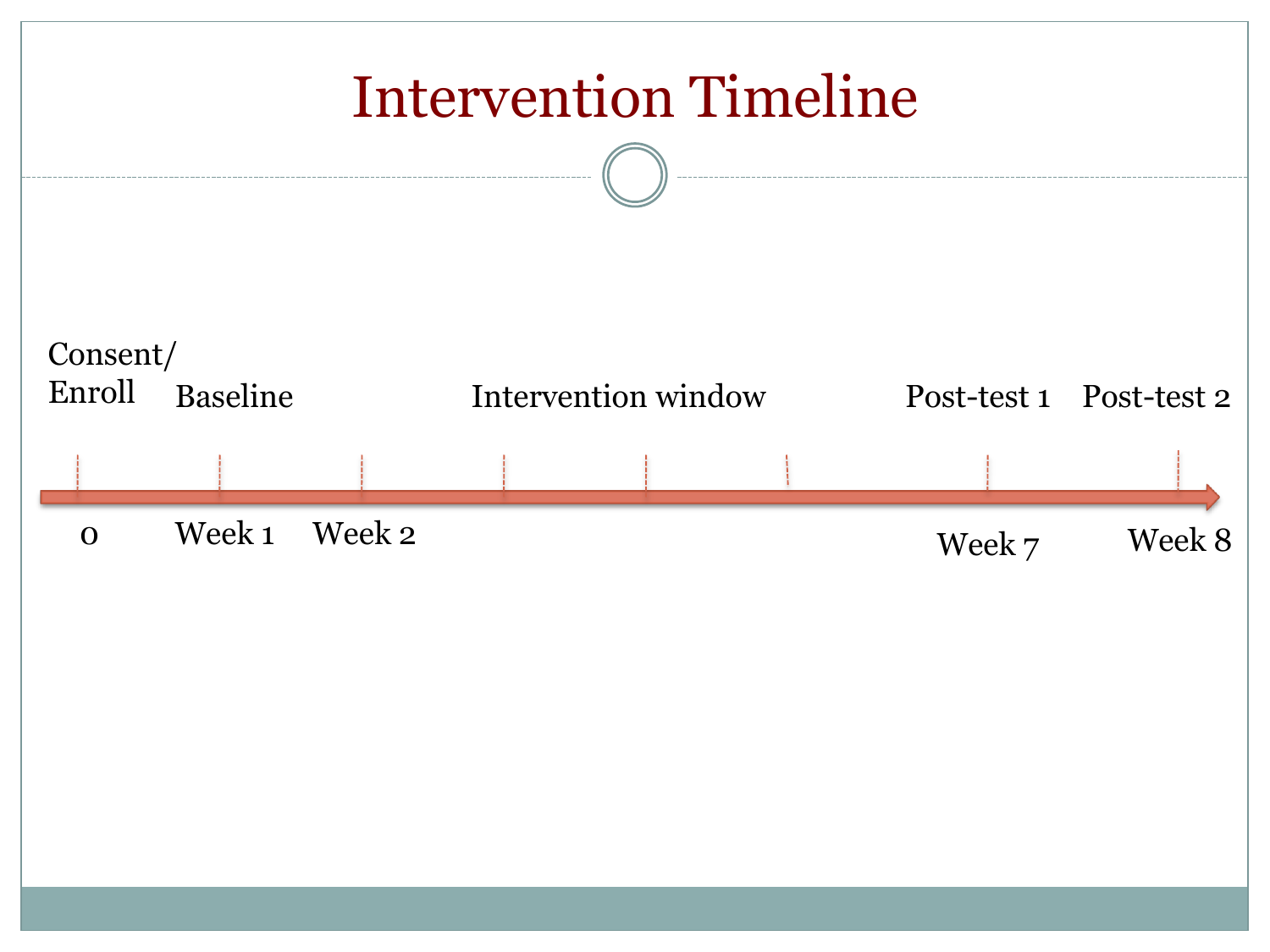# Intervention Timeline

| Consent/ Enroll | Baseline | | | Intervention window | | Post-test 1 | Post-test 2 |
|---|---|---|---|---|---|---|---|
| 0 | Week 1 | Week 2 | | | | Week 7 | Week 8 |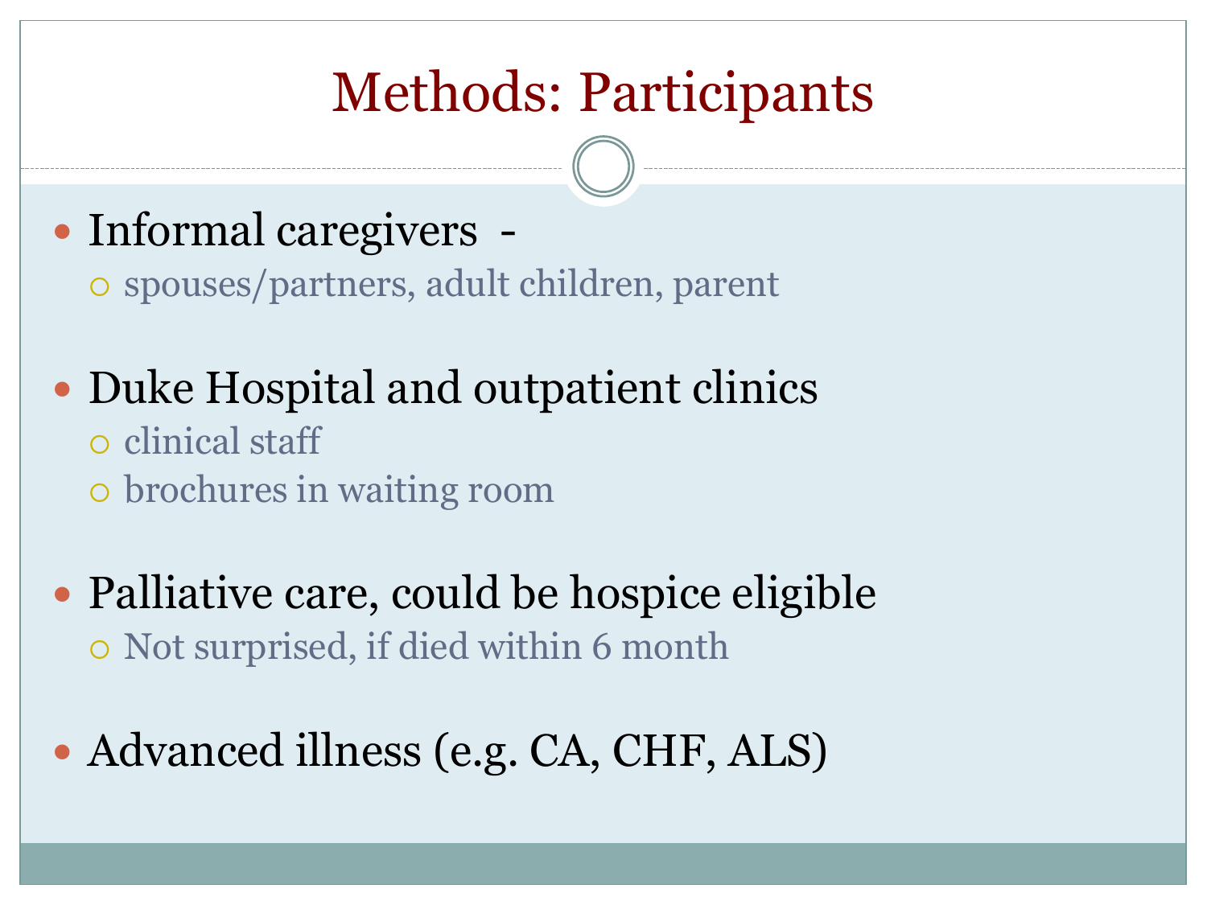# Methods: Participants

- Informal caregivers -
  - spouses/partners, adult children, parent
- Duke Hospital and outpatient clinics
  - clinical staff
  - brochures in waiting room
- Palliative care, could be hospice eligible
  - Not surprised, if died within 6 month
- Advanced illness (e.g. CA, CHF, ALS)